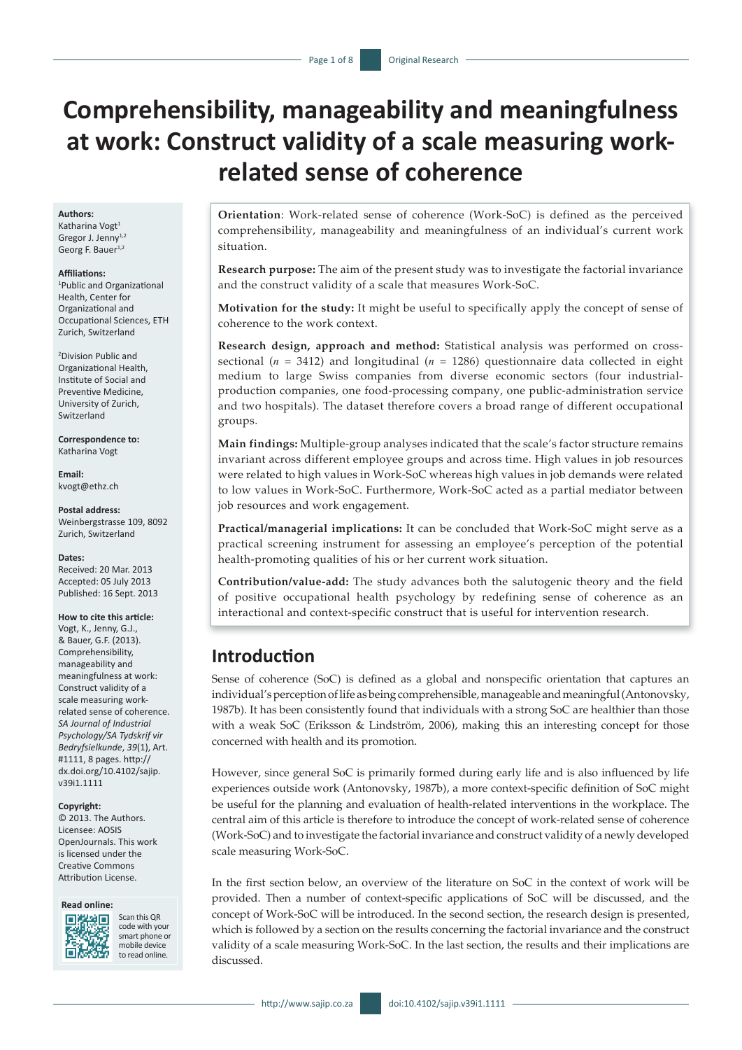# Comprehensibility, manageability and meaningfulness at work: Construct validity of a scale measuring work-related sense of coherence

**Authors:**
Katharina Vogt[1]
Gregor J. Jenny[1,2]
Georg F. Bauer[1,2]

**Affiliations:**
[1]Public and Organizational Health, Center for Organizational and Occupational Sciences, ETH Zurich, Switzerland

[2]Division Public and Organizational Health, Institute of Social and Preventive Medicine, University of Zurich, Switzerland

**Correspondence to:**
Katharina Vogt

**Email:**
kvogt@ethz.ch

**Postal address:**
Weinbergstrasse 109, 8092 Zurich, Switzerland

**Dates:**
Received: 20 Mar. 2013
Accepted: 05 July 2013
Published: 16 Sept. 2013

**How to cite this article:**
Vogt, K., Jenny, G.J., & Bauer, G.F. (2013). Comprehensibility, manageability and meaningfulness at work: Construct validity of a scale measuring work-related sense of coherence. *SA Journal of Industrial Psychology/SA Tydskrif vir Bedryfsielkunde*, *39*(1), Art. #1111, 8 pages. http://dx.doi.org/10.4102/sajip.v39i1.1111

**Copyright:**
© 2013. The Authors. Licensee: AOSIS OpenJournals. This work is licensed under the Creative Commons Attribution License.

**Read online:**
Scan this QR code with your smart phone or mobile device to read online.

**Orientation**: Work-related sense of coherence (Work-SoC) is defined as the perceived comprehensibility, manageability and meaningfulness of an individual's current work situation.

**Research purpose:** The aim of the present study was to investigate the factorial invariance and the construct validity of a scale that measures Work-SoC.

**Motivation for the study:** It might be useful to specifically apply the concept of sense of coherence to the work context.

**Research design, approach and method:** Statistical analysis was performed on cross-sectional ($n$ = 3412) and longitudinal ($n$ = 1286) questionnaire data collected in eight medium to large Swiss companies from diverse economic sectors (four industrial-production companies, one food-processing company, one public-administration service and two hospitals). The dataset therefore covers a broad range of different occupational groups.

**Main findings:** Multiple-group analyses indicated that the scale's factor structure remains invariant across different employee groups and across time. High values in job resources were related to high values in Work-SoC whereas high values in job demands were related to low values in Work-SoC. Furthermore, Work-SoC acted as a partial mediator between job resources and work engagement.

**Practical/managerial implications:** It can be concluded that Work-SoC might serve as a practical screening instrument for assessing an employee's perception of the potential health-promoting qualities of his or her current work situation.

**Contribution/value-add:** The study advances both the salutogenic theory and the field of positive occupational health psychology by redefining sense of coherence as an interactional and context-specific construct that is useful for intervention research.

## Introduction

Sense of coherence (SoC) is defined as a global and nonspecific orientation that captures an individual's perception of life as being comprehensible, manageable and meaningful (Antonovsky, 1987b). It has been consistently found that individuals with a strong SoC are healthier than those with a weak SoC (Eriksson & Lindström, 2006), making this an interesting concept for those concerned with health and its promotion.

However, since general SoC is primarily formed during early life and is also influenced by life experiences outside work (Antonovsky, 1987b), a more context-specific definition of SoC might be useful for the planning and evaluation of health-related interventions in the workplace. The central aim of this article is therefore to introduce the concept of work-related sense of coherence (Work-SoC) and to investigate the factorial invariance and construct validity of a newly developed scale measuring Work-SoC.

In the first section below, an overview of the literature on SoC in the context of work will be provided. Then a number of context-specific applications of SoC will be discussed, and the concept of Work-SoC will be introduced. In the second section, the research design is presented, which is followed by a section on the results concerning the factorial invariance and the construct validity of a scale measuring Work-SoC. In the last section, the results and their implications are discussed.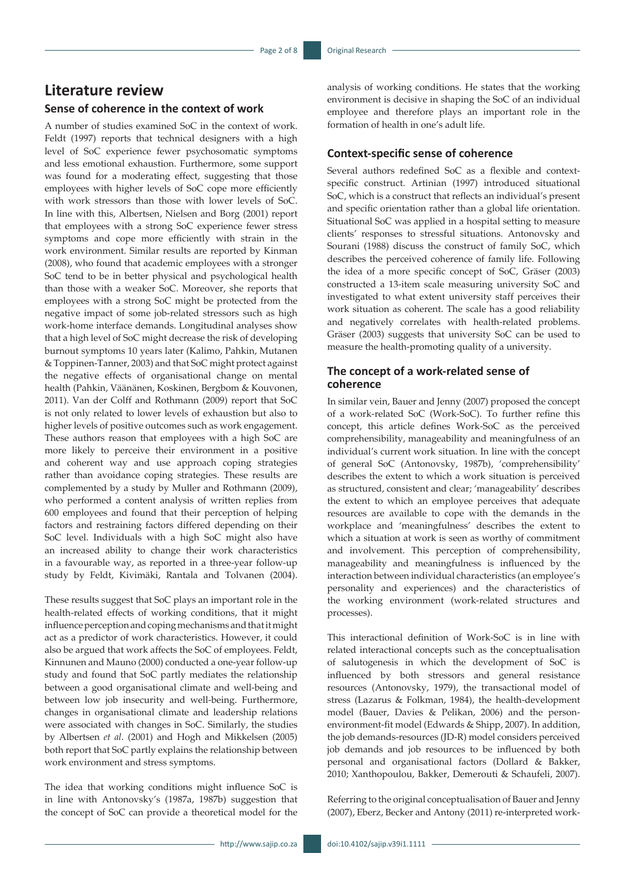## Literature review

### Sense of coherence in the context of work

A number of studies examined SoC in the context of work. Feldt (1997) reports that technical designers with a high level of SoC experience fewer psychosomatic symptoms and less emotional exhaustion. Furthermore, some support was found for a moderating effect, suggesting that those employees with higher levels of SoC cope more efficiently with work stressors than those with lower levels of SoC. In line with this, Albertsen, Nielsen and Borg (2001) report that employees with a strong SoC experience fewer stress symptoms and cope more efficiently with strain in the work environment. Similar results are reported by Kinman (2008), who found that academic employees with a stronger SoC tend to be in better physical and psychological health than those with a weaker SoC. Moreover, she reports that employees with a strong SoC might be protected from the negative impact of some job-related stressors such as high work-home interface demands. Longitudinal analyses show that a high level of SoC might decrease the risk of developing burnout symptoms 10 years later (Kalimo, Pahkin, Mutanen & Toppinen-Tanner, 2003) and that SoC might protect against the negative effects of organisational change on mental health (Pahkin, Väänänen, Koskinen, Bergbom & Kouvonen, 2011). Van der Colff and Rothmann (2009) report that SoC is not only related to lower levels of exhaustion but also to higher levels of positive outcomes such as work engagement. These authors reason that employees with a high SoC are more likely to perceive their environment in a positive and coherent way and use approach coping strategies rather than avoidance coping strategies. These results are complemented by a study by Muller and Rothmann (2009), who performed a content analysis of written replies from 600 employees and found that their perception of helping factors and restraining factors differed depending on their SoC level. Individuals with a high SoC might also have an increased ability to change their work characteristics in a favourable way, as reported in a three-year follow-up study by Feldt, Kivimäki, Rantala and Tolvanen (2004).

These results suggest that SoC plays an important role in the health-related effects of working conditions, that it might influence perception and coping mechanisms and that it might act as a predictor of work characteristics. However, it could also be argued that work affects the SoC of employees. Feldt, Kinnunen and Mauno (2000) conducted a one-year follow-up study and found that SoC partly mediates the relationship between a good organisational climate and well-being and between low job insecurity and well-being. Furthermore, changes in organisational climate and leadership relations were associated with changes in SoC. Similarly, the studies by Albertsen *et al*. (2001) and Hogh and Mikkelsen (2005) both report that SoC partly explains the relationship between work environment and stress symptoms.

The idea that working conditions might influence SoC is in line with Antonovsky's (1987a, 1987b) suggestion that the concept of SoC can provide a theoretical model for the analysis of working conditions. He states that the working environment is decisive in shaping the SoC of an individual employee and therefore plays an important role in the formation of health in one's adult life.

### Context-specific sense of coherence

Several authors redefined SoC as a flexible and context-specific construct. Artinian (1997) introduced situational SoC, which is a construct that reflects an individual's present and specific orientation rather than a global life orientation. Situational SoC was applied in a hospital setting to measure clients' responses to stressful situations. Antonovsky and Sourani (1988) discuss the construct of family SoC, which describes the perceived coherence of family life. Following the idea of a more specific concept of SoC, Gräser (2003) constructed a 13-item scale measuring university SoC and investigated to what extent university staff perceives their work situation as coherent. The scale has a good reliability and negatively correlates with health-related problems. Gräser (2003) suggests that university SoC can be used to measure the health-promoting quality of a university.

### The concept of a work-related sense of coherence

In similar vein, Bauer and Jenny (2007) proposed the concept of a work-related SoC (Work-SoC). To further refine this concept, this article defines Work-SoC as the perceived comprehensibility, manageability and meaningfulness of an individual's current work situation. In line with the concept of general SoC (Antonovsky, 1987b), 'comprehensibility' describes the extent to which a work situation is perceived as structured, consistent and clear; 'manageability' describes the extent to which an employee perceives that adequate resources are available to cope with the demands in the workplace and 'meaningfulness' describes the extent to which a situation at work is seen as worthy of commitment and involvement. This perception of comprehensibility, manageability and meaningfulness is influenced by the interaction between individual characteristics (an employee's personality and experiences) and the characteristics of the working environment (work-related structures and processes).

This interactional definition of Work-SoC is in line with related interactional concepts such as the conceptualisation of salutogenesis in which the development of SoC is influenced by both stressors and general resistance resources (Antonovsky, 1979), the transactional model of stress (Lazarus & Folkman, 1984), the health-development model (Bauer, Davies & Pelikan, 2006) and the person-environment-fit model (Edwards & Shipp, 2007). In addition, the job demands-resources (JD-R) model considers perceived job demands and job resources to be influenced by both personal and organisational factors (Dollard & Bakker, 2010; Xanthopoulou, Bakker, Demerouti & Schaufeli, 2007).

Referring to the original conceptualisation of Bauer and Jenny (2007), Eberz, Becker and Antony (2011) re-interpreted work-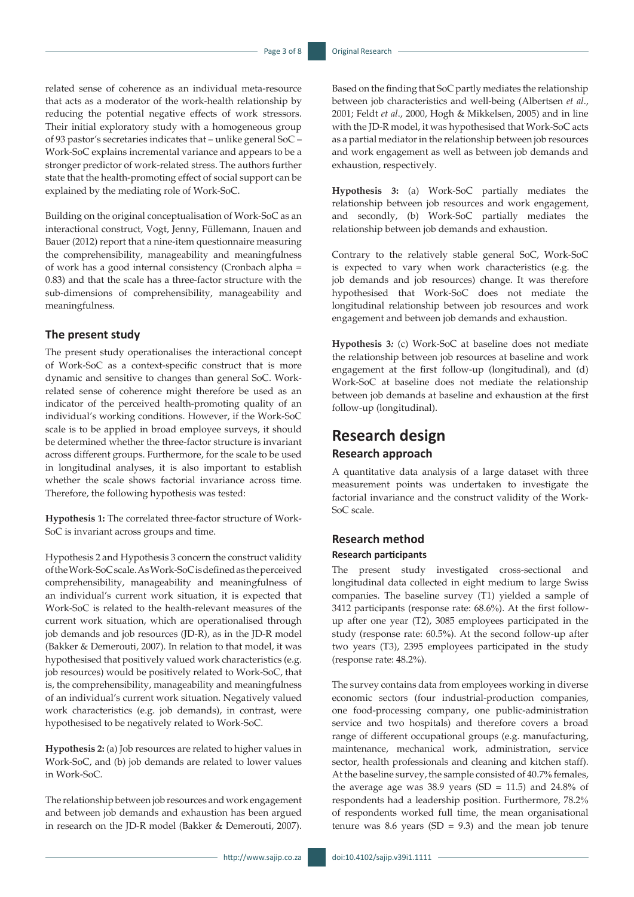related sense of coherence as an individual meta-resource that acts as a moderator of the work-health relationship by reducing the potential negative effects of work stressors. Their initial exploratory study with a homogeneous group of 93 pastor's secretaries indicates that – unlike general SoC – Work-SoC explains incremental variance and appears to be a stronger predictor of work-related stress. The authors further state that the health-promoting effect of social support can be explained by the mediating role of Work-SoC.

Building on the original conceptualisation of Work-SoC as an interactional construct, Vogt, Jenny, Füllemann, Inauen and Bauer (2012) report that a nine-item questionnaire measuring the comprehensibility, manageability and meaningfulness of work has a good internal consistency (Cronbach alpha = 0.83) and that the scale has a three-factor structure with the sub-dimensions of comprehensibility, manageability and meaningfulness.

## The present study

The present study operationalises the interactional concept of Work-SoC as a context-specific construct that is more dynamic and sensitive to changes than general SoC. Work-related sense of coherence might therefore be used as an indicator of the perceived health-promoting quality of an individual's working conditions. However, if the Work-SoC scale is to be applied in broad employee surveys, it should be determined whether the three-factor structure is invariant across different groups. Furthermore, for the scale to be used in longitudinal analyses, it is also important to establish whether the scale shows factorial invariance across time. Therefore, the following hypothesis was tested:

**Hypothesis 1:** The correlated three-factor structure of Work-SoC is invariant across groups and time.

Hypothesis 2 and Hypothesis 3 concern the construct validity of the Work-SoC scale. As Work-SoC is defined as the perceived comprehensibility, manageability and meaningfulness of an individual's current work situation, it is expected that Work-SoC is related to the health-relevant measures of the current work situation, which are operationalised through job demands and job resources (JD-R), as in the JD-R model (Bakker & Demerouti, 2007). In relation to that model, it was hypothesised that positively valued work characteristics (e.g. job resources) would be positively related to Work-SoC, that is, the comprehensibility, manageability and meaningfulness of an individual's current work situation. Negatively valued work characteristics (e.g. job demands), in contrast, were hypothesised to be negatively related to Work-SoC.

**Hypothesis 2:** (a) Job resources are related to higher values in Work-SoC, and (b) job demands are related to lower values in Work-SoC.

The relationship between job resources and work engagement and between job demands and exhaustion has been argued in research on the JD-R model (Bakker & Demerouti, 2007). Based on the finding that SoC partly mediates the relationship between job characteristics and well-being (Albertsen *et al*., 2001; Feldt *et al*., 2000, Hogh & Mikkelsen, 2005) and in line with the JD-R model, it was hypothesised that Work-SoC acts as a partial mediator in the relationship between job resources and work engagement as well as between job demands and exhaustion, respectively.

**Hypothesis 3:** (a) Work-SoC partially mediates the relationship between job resources and work engagement, and secondly, (b) Work-SoC partially mediates the relationship between job demands and exhaustion.

Contrary to the relatively stable general SoC, Work-SoC is expected to vary when work characteristics (e.g. the job demands and job resources) change. It was therefore hypothesised that Work-SoC does not mediate the longitudinal relationship between job resources and work engagement and between job demands and exhaustion.

**Hypothesis 3***:* (c) Work-SoC at baseline does not mediate the relationship between job resources at baseline and work engagement at the first follow-up (longitudinal), and (d) Work-SoC at baseline does not mediate the relationship between job demands at baseline and exhaustion at the first follow-up (longitudinal).

# Research design

## Research approach

A quantitative data analysis of a large dataset with three measurement points was undertaken to investigate the factorial invariance and the construct validity of the Work-SoC scale.

## Research method

### Research participants

The present study investigated cross-sectional and longitudinal data collected in eight medium to large Swiss companies. The baseline survey (T1) yielded a sample of 3412 participants (response rate: 68.6%). At the first follow-up after one year (T2), 3085 employees participated in the study (response rate: 60.5%). At the second follow-up after two years (T3), 2395 employees participated in the study (response rate: 48.2%).

The survey contains data from employees working in diverse economic sectors (four industrial-production companies, one food-processing company, one public-administration service and two hospitals) and therefore covers a broad range of different occupational groups (e.g. manufacturing, maintenance, mechanical work, administration, service sector, health professionals and cleaning and kitchen staff). At the baseline survey, the sample consisted of 40.7% females, the average age was 38.9 years (SD = 11.5) and 24.8% of respondents had a leadership position. Furthermore, 78.2% of respondents worked full time, the mean organisational tenure was 8.6 years (SD = 9.3) and the mean job tenure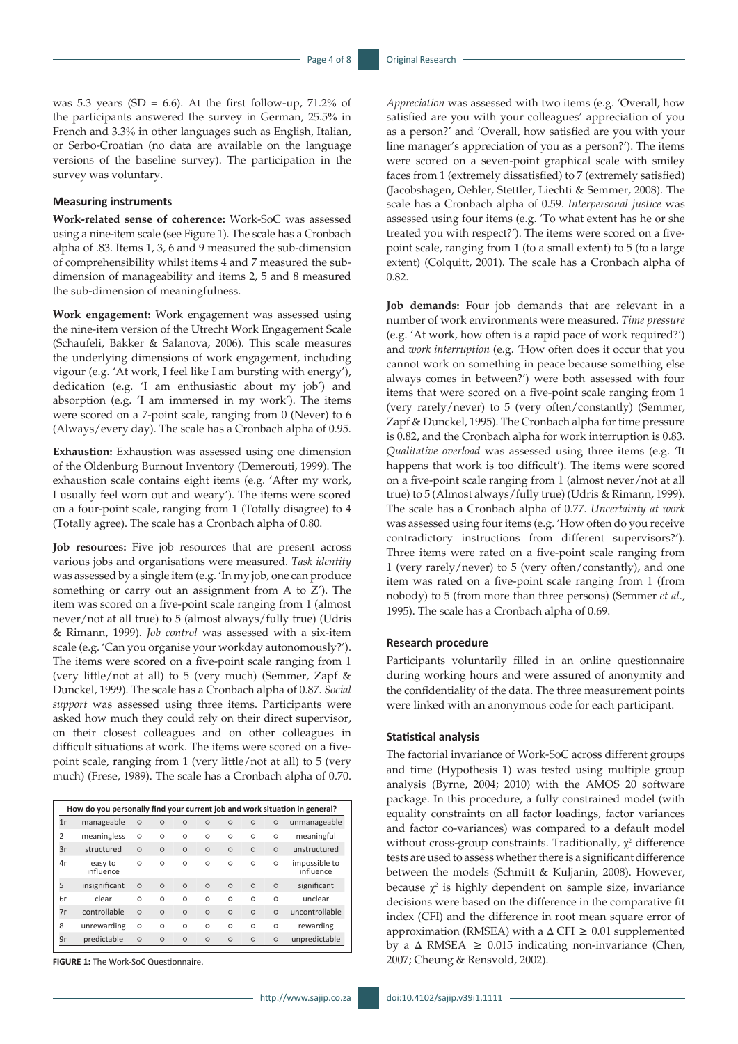was 5.3 years (SD = 6.6). At the first follow-up, 71.2% of the participants answered the survey in German, 25.5% in French and 3.3% in other languages such as English, Italian, or Serbo-Croatian (no data are available on the language versions of the baseline survey). The participation in the survey was voluntary.

### Measuring instruments

**Work-related sense of coherence:** Work-SoC was assessed using a nine-item scale (see Figure 1). The scale has a Cronbach alpha of .83. Items 1, 3, 6 and 9 measured the sub-dimension of comprehensibility whilst items 4 and 7 measured the sub-dimension of manageability and items 2, 5 and 8 measured the sub-dimension of meaningfulness.

**Work engagement:** Work engagement was assessed using the nine-item version of the Utrecht Work Engagement Scale (Schaufeli, Bakker & Salanova, 2006). This scale measures the underlying dimensions of work engagement, including vigour (e.g. 'At work, I feel like I am bursting with energy'), dedication (e.g. 'I am enthusiastic about my job') and absorption (e.g. 'I am immersed in my work'). The items were scored on a 7-point scale, ranging from 0 (Never) to 6 (Always/every day). The scale has a Cronbach alpha of 0.95.

**Exhaustion:** Exhaustion was assessed using one dimension of the Oldenburg Burnout Inventory (Demerouti, 1999). The exhaustion scale contains eight items (e.g. 'After my work, I usually feel worn out and weary'). The items were scored on a four-point scale, ranging from 1 (Totally disagree) to 4 (Totally agree). The scale has a Cronbach alpha of 0.80.

**Job resources:** Five job resources that are present across various jobs and organisations were measured. *Task identity* was assessed by a single item (e.g. 'In my job, one can produce something or carry out an assignment from A to Z'). The item was scored on a five-point scale ranging from 1 (almost never/not at all true) to 5 (almost always/fully true) (Udris & Rimann, 1999). *Job control* was assessed with a six-item scale (e.g. 'Can you organise your workday autonomously?'). The items were scored on a five-point scale ranging from 1 (very little/not at all) to 5 (very much) (Semmer, Zapf & Dunckel, 1999). The scale has a Cronbach alpha of 0.87. *Social support* was assessed using three items. Participants were asked how much they could rely on their direct supervisor, on their closest colleagues and on other colleagues in difficult situations at work. The items were scored on a five-point scale, ranging from 1 (very little/not at all) to 5 (very much) (Frese, 1989). The scale has a Cronbach alpha of 0.70.

| How do you personally find your current job and work situation in general? | | | | | | | | | |
|---|---|---|---|---|---|---|---|---|---|
| 1r | manageable | ○ | ○ | ○ | ○ | ○ | ○ | ○ | unmanageable |
| 2 | meaningless | ○ | ○ | ○ | ○ | ○ | ○ | ○ | meaningful |
| 3r | structured | ○ | ○ | ○ | ○ | ○ | ○ | ○ | unstructured |
| 4r | easy to influence | ○ | ○ | ○ | ○ | ○ | ○ | ○ | impossible to influence |
| 5 | insignificant | ○ | ○ | ○ | ○ | ○ | ○ | ○ | significant |
| 6r | clear | ○ | ○ | ○ | ○ | ○ | ○ | ○ | unclear |
| 7r | controllable | ○ | ○ | ○ | ○ | ○ | ○ | ○ | uncontrollable |
| 8 | unrewarding | ○ | ○ | ○ | ○ | ○ | ○ | ○ | rewarding |
| 9r | predictable | ○ | ○ | ○ | ○ | ○ | ○ | ○ | unpredictable |

**FIGURE 1:** The Work-SoC Questionnaire.

*Appreciation* was assessed with two items (e.g. 'Overall, how satisfied are you with your colleagues' appreciation of you as a person?' and 'Overall, how satisfied are you with your line manager's appreciation of you as a person?'). The items were scored on a seven-point graphical scale with smiley faces from 1 (extremely dissatisfied) to 7 (extremely satisfied) (Jacobshagen, Oehler, Stettler, Liechti & Semmer, 2008). The scale has a Cronbach alpha of 0.59. *Interpersonal justice* was assessed using four items (e.g. 'To what extent has he or she treated you with respect?'). The items were scored on a five-point scale, ranging from 1 (to a small extent) to 5 (to a large extent) (Colquitt, 2001). The scale has a Cronbach alpha of 0.82.

**Job demands:** Four job demands that are relevant in a number of work environments were measured. *Time pressure* (e.g. 'At work, how often is a rapid pace of work required?') and *work interruption* (e.g. 'How often does it occur that you cannot work on something in peace because something else always comes in between?') were both assessed with four items that were scored on a five-point scale ranging from 1 (very rarely/never) to 5 (very often/constantly) (Semmer, Zapf & Dunckel, 1995). The Cronbach alpha for time pressure is 0.82, and the Cronbach alpha for work interruption is 0.83. *Qualitative overload* was assessed using three items (e.g. 'It happens that work is too difficult'). The items were scored on a five-point scale ranging from 1 (almost never/not at all true) to 5 (Almost always/fully true) (Udris & Rimann, 1999). The scale has a Cronbach alpha of 0.77. *Uncertainty at work* was assessed using four items (e.g. 'How often do you receive contradictory instructions from different supervisors?'). Three items were rated on a five-point scale ranging from 1 (very rarely/never) to 5 (very often/constantly), and one item was rated on a five-point scale ranging from 1 (from nobody) to 5 (from more than three persons) (Semmer *et al*., 1995). The scale has a Cronbach alpha of 0.69.

### Research procedure

Participants voluntarily filled in an online questionnaire during working hours and were assured of anonymity and the confidentiality of the data. The three measurement points were linked with an anonymous code for each participant.

### Statistical analysis

The factorial invariance of Work-SoC across different groups and time (Hypothesis 1) was tested using multiple group analysis (Byrne, 2004; 2010) with the AMOS 20 software package. In this procedure, a fully constrained model (with equality constraints on all factor loadings, factor variances and factor co-variances) was compared to a default model without cross-group constraints. Traditionally, $\chi^2$ difference tests are used to assess whether there is a significant difference between the models (Schmitt & Kuljanin, 2008). However, because $\chi^2$ is highly dependent on sample size, invariance decisions were based on the difference in the comparative fit index (CFI) and the difference in root mean square error of approximation (RMSEA) with a $\Delta$ CFI $\geq$ 0.01 supplemented by a $\Delta$ RMSEA $\geq$ 0.015 indicating non-invariance (Chen, 2007; Cheung & Rensvold, 2002).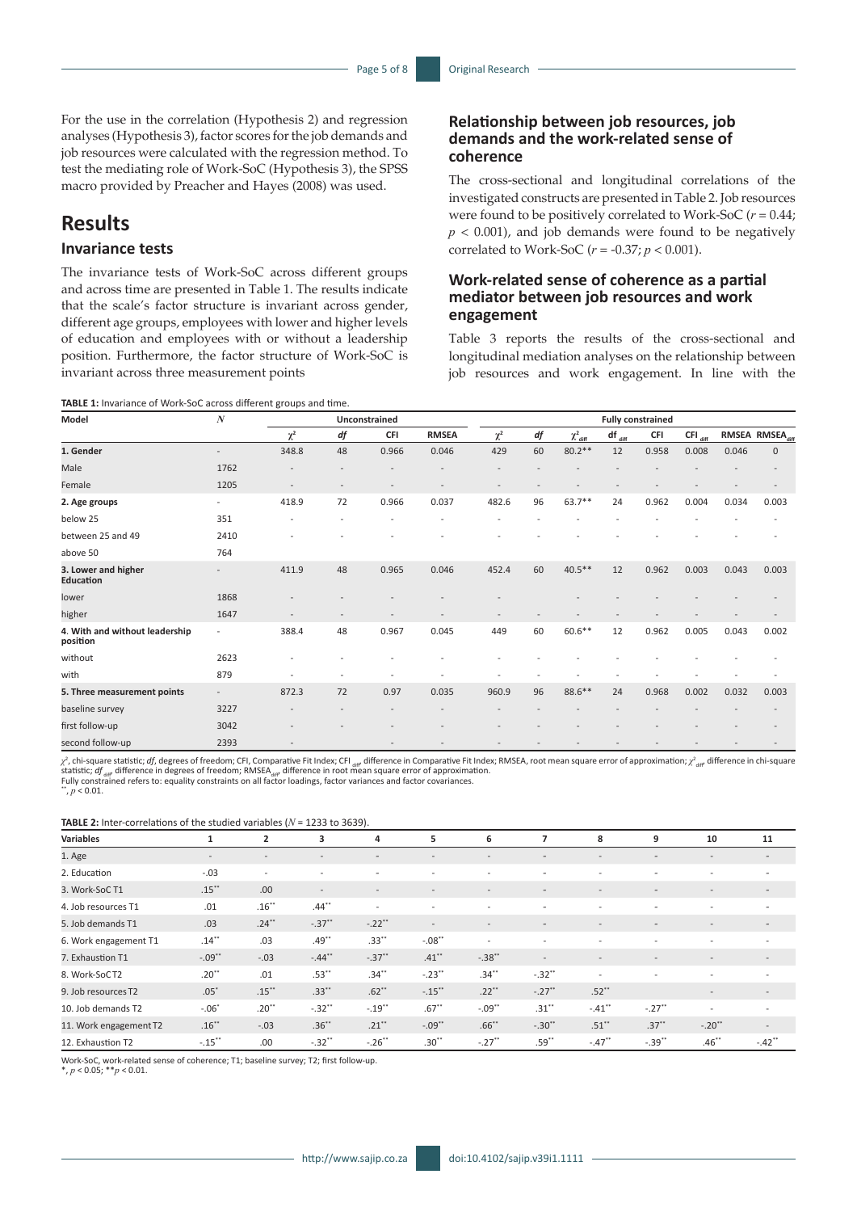For the use in the correlation (Hypothesis 2) and regression analyses (Hypothesis 3), factor scores for the job demands and job resources were calculated with the regression method. To test the mediating role of Work-SoC (Hypothesis 3), the SPSS macro provided by Preacher and Hayes (2008) was used.

# Results

## Invariance tests

The invariance tests of Work-SoC across different groups and across time are presented in Table 1. The results indicate that the scale's factor structure is invariant across gender, different age groups, employees with lower and higher levels of education and employees with or without a leadership position. Furthermore, the factor structure of Work-SoC is invariant across three measurement points

## Relationship between job resources, job demands and the work-related sense of coherence

The cross-sectional and longitudinal correlations of the investigated constructs are presented in Table 2. Job resources were found to be positively correlated to Work-SoC ($r$ = 0.44; $p$ < 0.001), and job demands were found to be negatively correlated to Work-SoC ($r$ = -0.37; $p$ < 0.001).

## Work-related sense of coherence as a partial mediator between job resources and work engagement

Table 3 reports the results of the cross-sectional and longitudinal mediation analyses on the relationship between job resources and work engagement. In line with the

**TABLE 1:** Invariance of Work-SoC across different groups and time.

| Model | $N$ | Unconstrained | | | | Fully constrained | | | | | | | |
|---|---|---|---|---|---|---|---|---|---|---|---|---|---|
| | | $\chi^2$ | $df$ | CFI | RMSEA | $\chi^2$ | $df$ | $\chi^2_{diff}$ | $df_{diff}$ | CFI | $CFI_{diff}$ | RMSEA | $RMSEA_{diff}$ |
| **1. Gender** | - | 348.8 | 48 | 0.966 | 0.046 | 429 | 60 | 80.2** | 12 | 0.958 | 0.008 | 0.046 | 0 |
| Male | 1762 | - | - | - | - | - | - | - | - | - | - | - | - |
| Female | 1205 | - | - | - | - | - | - | - | - | - | - | - | - |
| **2. Age groups** | - | 418.9 | 72 | 0.966 | 0.037 | 482.6 | 96 | 63.7** | 24 | 0.962 | 0.004 | 0.034 | 0.003 |
| below 25 | 351 | - | - | - | - | - | - | - | - | - | - | - | - |
| between 25 and 49 | 2410 | - | - | - | - | - | - | - | - | - | - | - | - |
| above 50 | 764 | | | | | | | | | | | | |
| **3. Lower and higher Education** | - | 411.9 | 48 | 0.965 | 0.046 | 452.4 | 60 | 40.5** | 12 | 0.962 | 0.003 | 0.043 | 0.003 |
| lower | 1868 | - | - | - | - | - | - | - | - | - | - | - | - |
| higher | 1647 | - | - | - | - | - | - | - | - | - | - | - | - |
| **4. With and without leadership position** | - | 388.4 | 48 | 0.967 | 0.045 | 449 | 60 | 60.6** | 12 | 0.962 | 0.005 | 0.043 | 0.002 |
| without | 2623 | - | - | - | - | - | - | - | - | - | - | - | - |
| with | 879 | - | - | - | - | - | - | - | - | - | - | - | - |
| **5. Three measurement points** | - | 872.3 | 72 | 0.97 | 0.035 | 960.9 | 96 | 88.6** | 24 | 0.968 | 0.002 | 0.032 | 0.003 |
| baseline survey | 3227 | - | - | - | - | - | - | - | - | - | - | - | - |
| first follow-up | 3042 | - | - | - | - | - | - | - | - | - | - | - | - |
| second follow-up | 2393 | - | | - | - | - | - | - | - | - | - | - | - |

$\chi^2$, chi-square statistic; $df$, degrees of freedom; CFI, Comparative Fit Index; $CFI_{diff}$, difference in Comparative Fit Index; RMSEA, root mean square error of approximation; $\chi^2_{diff}$, difference in chi-square statistic; $df_{diff}$, difference in degrees of freedom; $RMSEA_{diff}$, difference in root mean square error of approximation.
Fully constrained refers to: equality constraints on all factor loadings, factor variances and factor covariances.
**, $p$ < 0.01.

**TABLE 2:** Inter-correlations of the studied variables ($N$ = 1233 to 3639).

| Variables | 1 | 2 | 3 | 4 | 5 | 6 | 7 | 8 | 9 | 10 | 11 |
|---|---|---|---|---|---|---|---|---|---|---|---|
| 1. Age | - | - | - | - | - | - | - | - | - | - | - |
| 2. Education | -.03 | - | - | - | - | - | - | - | - | - | - |
| 3. Work-SoC T1 | .15** | .00 | - | - | - | - | - | - | - | - | - |
| 4. Job resources T1 | .01 | .16** | .44** | - | - | - | - | - | - | - | - |
| 5. Job demands T1 | .03 | .24** | -.37** | -.22** | - | - | - | - | - | - | - |
| 6. Work engagement T1 | .14** | .03 | .49** | .33** | -.08** | - | - | - | - | - | - |
| 7. Exhaustion T1 | -.09** | -.03 | -.44** | -.37** | .41** | -.38** | - | - | - | - | - |
| 8. Work-SoC T2 | .20** | .01 | .53** | .34** | -.23** | .34** | -.32** | - | - | - | - |
| 9. Job resources T2 | .05* | .15** | .33** | .62** | -.15** | .22** | -.27** | .52** | - | - | - |
| 10. Job demands T2 | -.06* | .20** | -.32** | -.19** | .67** | -.09** | .31** | -.41** | -.27** | - | - |
| 11. Work engagement T2 | .16** | -.03 | .36** | .21** | -.09** | .66** | -.30** | .51** | .37** | -.20** | - |
| 12. Exhaustion T2 | -.15** | .00 | -.32** | -.26** | .30** | -.27** | .59** | -.47** | -.39** | .46** | -.42** |

Work-SoC, work-related sense of coherence; T1; baseline survey; T2; first follow-up.
*, $p$ < 0.05; **$p$ < 0.01.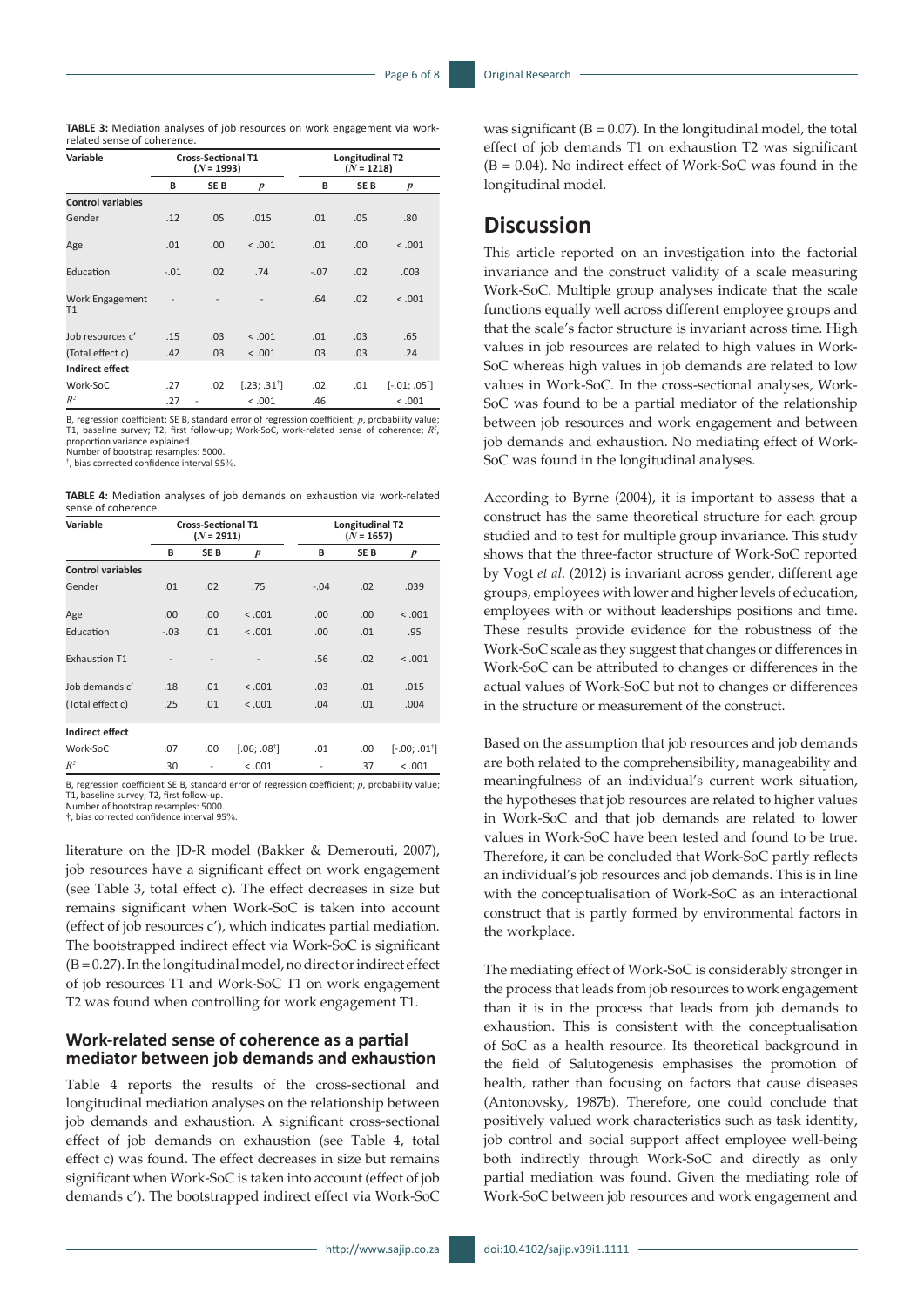**TABLE 3:** Mediation analyses of job resources on work engagement via work-related sense of coherence.

| Variable | Cross-Sectional T1 ($N$ = 1993) | | | Longitudinal T2 ($N$ = 1218) | | |
|---|---|---|---|---|---|---|
| | B | SE B | $p$ | B | SE B | $p$ |
| **Control variables** | | | | | | |
| Gender | .12 | .05 | .015 | .01 | .05 | .80 |
| Age | .01 | .00 | < .001 | .01 | .00 | < .001 |
| Education | -.01 | .02 | .74 | -.07 | .02 | .003 |
| Work Engagement T1 | - | - | - | .64 | .02 | < .001 |
| Job resources c' | .15 | .03 | < .001 | .01 | .03 | .65 |
| (Total effect c) | .42 | .03 | < .001 | .03 | .03 | .24 |
| **Indirect effect** | | | | | | |
| Work-SoC | .27 | .02 | [.23; .31†] | .02 | .01 | [-.01; .05†] |
| $R^2$ | .27 | - | < .001 | .46 | | < .001 |

B, regression coefficient; SE B, standard error of regression coefficient; $p$, probability value; T1, baseline survey; T2, first follow-up; Work-SoC, work-related sense of coherence; $R^2$, proportion variance explained.
Number of bootstrap resamples: 5000.
†, bias corrected confidence interval 95%.

**TABLE 4:** Mediation analyses of job demands on exhaustion via work-related sense of coherence.

| Variable | Cross-Sectional T1 ($N$ = 2911) | | | Longitudinal T2 ($N$ = 1657) | | |
|---|---|---|---|---|---|---|
| | B | SE B | $p$ | B | SE B | $p$ |
| **Control variables** | | | | | | |
| Gender | .01 | .02 | .75 | -.04 | .02 | .039 |
| Age | .00 | .00 | < .001 | .00 | .00 | < .001 |
| Education | -.03 | .01 | < .001 | .00 | .01 | .95 |
| Exhaustion T1 | - | - | - | .56 | .02 | < .001 |
| Job demands c' | .18 | .01 | < .001 | .03 | .01 | .015 |
| (Total effect c) | .25 | .01 | < .001 | .04 | .01 | .004 |
| **Indirect effect** | | | | | | |
| Work-SoC | .07 | .00 | [.06; .08†] | .01 | .00 | [-.00; .01†] |
| $R^2$ | .30 | - | < .001 | - | .37 | < .001 |

B, regression coefficient SE B, standard error of regression coefficient; $p$, probability value; T1, baseline survey; T2, first follow-up.
Number of bootstrap resamples: 5000.
†, bias corrected confidence interval 95%.

literature on the JD-R model (Bakker & Demerouti, 2007), job resources have a significant effect on work engagement (see Table 3, total effect c). The effect decreases in size but remains significant when Work-SoC is taken into account (effect of job resources c'), which indicates partial mediation. The bootstrapped indirect effect via Work-SoC is significant (B = 0.27). In the longitudinal model, no direct or indirect effect of job resources T1 and Work-SoC T1 on work engagement T2 was found when controlling for work engagement T1.

### Work-related sense of coherence as a partial mediator between job demands and exhaustion

Table 4 reports the results of the cross-sectional and longitudinal mediation analyses on the relationship between job demands and exhaustion. A significant cross-sectional effect of job demands on exhaustion (see Table 4, total effect c) was found. The effect decreases in size but remains significant when Work-SoC is taken into account (effect of job demands c'). The bootstrapped indirect effect via Work-SoC was significant (B = 0.07). In the longitudinal model, the total effect of job demands T1 on exhaustion T2 was significant (B = 0.04). No indirect effect of Work-SoC was found in the longitudinal model.

## Discussion

This article reported on an investigation into the factorial invariance and the construct validity of a scale measuring Work-SoC. Multiple group analyses indicate that the scale functions equally well across different employee groups and that the scale's factor structure is invariant across time. High values in job resources are related to high values in Work-SoC whereas high values in job demands are related to low values in Work-SoC. In the cross-sectional analyses, Work-SoC was found to be a partial mediator of the relationship between job resources and work engagement and between job demands and exhaustion. No mediating effect of Work-SoC was found in the longitudinal analyses.

According to Byrne (2004), it is important to assess that a construct has the same theoretical structure for each group studied and to test for multiple group invariance. This study shows that the three-factor structure of Work-SoC reported by Vogt *et al*. (2012) is invariant across gender, different age groups, employees with lower and higher levels of education, employees with or without leaderships positions and time. These results provide evidence for the robustness of the Work-SoC scale as they suggest that changes or differences in Work-SoC can be attributed to changes or differences in the actual values of Work-SoC but not to changes or differences in the structure or measurement of the construct.

Based on the assumption that job resources and job demands are both related to the comprehensibility, manageability and meaningfulness of an individual's current work situation, the hypotheses that job resources are related to higher values in Work-SoC and that job demands are related to lower values in Work-SoC have been tested and found to be true. Therefore, it can be concluded that Work-SoC partly reflects an individual's job resources and job demands. This is in line with the conceptualisation of Work-SoC as an interactional construct that is partly formed by environmental factors in the workplace.

The mediating effect of Work-SoC is considerably stronger in the process that leads from job resources to work engagement than it is in the process that leads from job demands to exhaustion. This is consistent with the conceptualisation of SoC as a health resource. Its theoretical background in the field of Salutogenesis emphasises the promotion of health, rather than focusing on factors that cause diseases (Antonovsky, 1987b). Therefore, one could conclude that positively valued work characteristics such as task identity, job control and social support affect employee well-being both indirectly through Work-SoC and directly as only partial mediation was found. Given the mediating role of Work-SoC between job resources and work engagement and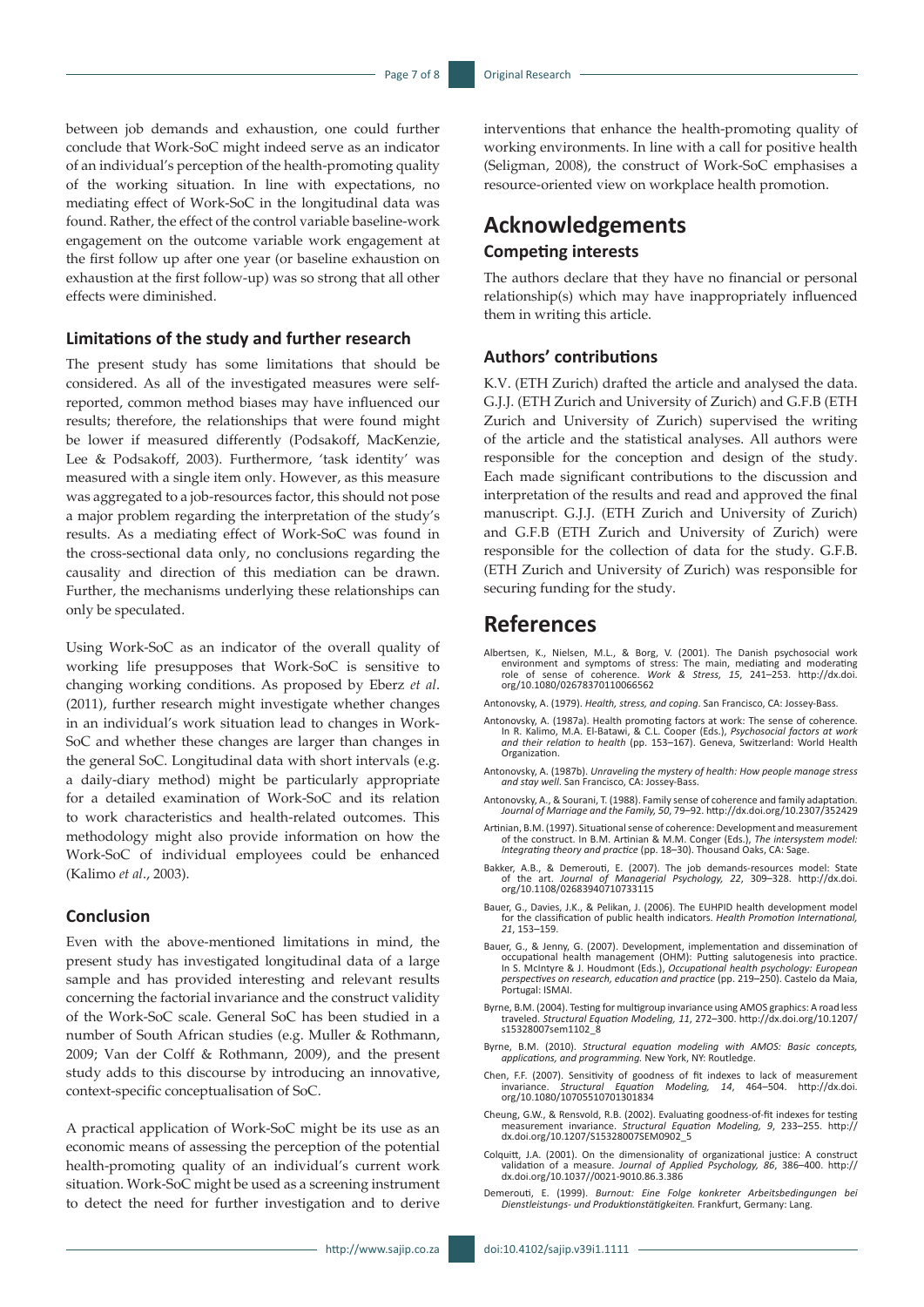between job demands and exhaustion, one could further conclude that Work-SoC might indeed serve as an indicator of an individual's perception of the health-promoting quality of the working situation. In line with expectations, no mediating effect of Work-SoC in the longitudinal data was found. Rather, the effect of the control variable baseline-work engagement on the outcome variable work engagement at the first follow up after one year (or baseline exhaustion on exhaustion at the first follow-up) was so strong that all other effects were diminished.

### Limitations of the study and further research

The present study has some limitations that should be considered. As all of the investigated measures were self-reported, common method biases may have influenced our results; therefore, the relationships that were found might be lower if measured differently (Podsakoff, MacKenzie, Lee & Podsakoff, 2003). Furthermore, 'task identity' was measured with a single item only. However, as this measure was aggregated to a job-resources factor, this should not pose a major problem regarding the interpretation of the study's results. As a mediating effect of Work-SoC was found in the cross-sectional data only, no conclusions regarding the causality and direction of this mediation can be drawn. Further, the mechanisms underlying these relationships can only be speculated.

Using Work-SoC as an indicator of the overall quality of working life presupposes that Work-SoC is sensitive to changing working conditions. As proposed by Eberz *et al*. (2011), further research might investigate whether changes in an individual's work situation lead to changes in Work-SoC and whether these changes are larger than changes in the general SoC. Longitudinal data with short intervals (e.g. a daily-diary method) might be particularly appropriate for a detailed examination of Work-SoC and its relation to work characteristics and health-related outcomes. This methodology might also provide information on how the Work-SoC of individual employees could be enhanced (Kalimo *et al*., 2003).

### Conclusion

Even with the above-mentioned limitations in mind, the present study has investigated longitudinal data of a large sample and has provided interesting and relevant results concerning the factorial invariance and the construct validity of the Work-SoC scale. General SoC has been studied in a number of South African studies (e.g. Muller & Rothmann, 2009; Van der Colff & Rothmann, 2009), and the present study adds to this discourse by introducing an innovative, context-specific conceptualisation of SoC.

A practical application of Work-SoC might be its use as an economic means of assessing the perception of the potential health-promoting quality of an individual's current work situation. Work-SoC might be used as a screening instrument to detect the need for further investigation and to derive interventions that enhance the health-promoting quality of working environments. In line with a call for positive health (Seligman, 2008), the construct of Work-SoC emphasises a resource-oriented view on workplace health promotion.

## Acknowledgements

### Competing interests

The authors declare that they have no financial or personal relationship(s) which may have inappropriately influenced them in writing this article.

### Authors' contributions

K.V. (ETH Zurich) drafted the article and analysed the data. G.J.J. (ETH Zurich and University of Zurich) and G.F.B (ETH Zurich and University of Zurich) supervised the writing of the article and the statistical analyses. All authors were responsible for the conception and design of the study. Each made significant contributions to the discussion and interpretation of the results and read and approved the final manuscript. G.J.J. (ETH Zurich and University of Zurich) and G.F.B (ETH Zurich and University of Zurich) were responsible for the collection of data for the study. G.F.B. (ETH Zurich and University of Zurich) was responsible for securing funding for the study.

## References

Albertsen, K., Nielsen, M.L., & Borg, V. (2001). The Danish psychosocial work environment and symptoms of stress: The main, mediating and moderating role of sense of coherence. *Work & Stress, 15*, 241–253. http://dx.doi.org/10.1080/02678370110066562

Antonovsky, A. (1979). *Health, stress, and coping*. San Francisco, CA: Jossey-Bass.

Antonovsky, A. (1987a). Health promoting factors at work: The sense of coherence. In R. Kalimo, M.A. El-Batawi, & C.L. Cooper (Eds.), *Psychosocial factors at work and their relation to health* (pp. 153–167). Geneva, Switzerland: World Health Organization.

Antonovsky, A. (1987b). *Unraveling the mystery of health: How people manage stress and stay well*. San Francisco, CA: Jossey-Bass.

Antonovsky, A., & Sourani, T. (1988). Family sense of coherence and family adaptation. *Journal of Marriage and the Family, 50*, 79–92. http://dx.doi.org/10.2307/352429

Artinian, B.M. (1997). Situational sense of coherence: Development and measurement of the construct. In B.M. Artinian & M.M. Conger (Eds.), *The intersystem model: Integrating theory and practice* (pp. 18–30). Thousand Oaks, CA: Sage.

Bakker, A.B., & Demerouti, E. (2007). The job demands-resources model: State of the art. *Journal of Managerial Psychology, 22*, 309–328. http://dx.doi.org/10.1108/02683940710733115

Bauer, G., Davies, J.K., & Pelikan, J. (2006). The EUHPID health development model for the classification of public health indicators. *Health Promotion International, 21*, 153–159.

Bauer, G., & Jenny, G. (2007). Development, implementation and dissemination of occupational health management (OHM): Putting salutogenesis into practice. In S. McIntyre & J. Houdmont (Eds.), *Occupational health psychology: European perspectives on research, education and practice* (pp. 219–250). Castelo da Maia, Portugal: ISMAI.

Byrne, B.M. (2004). Testing for multigroup invariance using AMOS graphics: A road less traveled. *Structural Equation Modeling, 11*, 272–300. http://dx.doi.org/10.1207/s15328007sem1102_8

Byrne, B.M. (2010). *Structural equation modeling with AMOS: Basic concepts, applications, and programming*. New York, NY: Routledge.

Chen, F.F. (2007). Sensitivity of goodness of fit indexes to lack of measurement invariance. *Structural Equation Modeling, 14*, 464–504. http://dx.doi.org/10.1080/10705510701301834

Cheung, G.W., & Rensvold, R.B. (2002). Evaluating goodness-of-fit indexes for testing measurement invariance. *Structural Equation Modeling, 9*, 233–255. http://dx.doi.org/10.1207/S15328007SEM0902_5

Colquitt, J.A. (2001). On the dimensionality of organizational justice: A construct validation of a measure. *Journal of Applied Psychology, 86*, 386–400. http://dx.doi.org/10.1037//0021-9010.86.3.386

Demerouti, E. (1999). *Burnout: Eine Folge konkreter Arbeitsbedingungen bei Dienstleistungs- und Produktionstätigkeiten.* Frankfurt, Germany: Lang.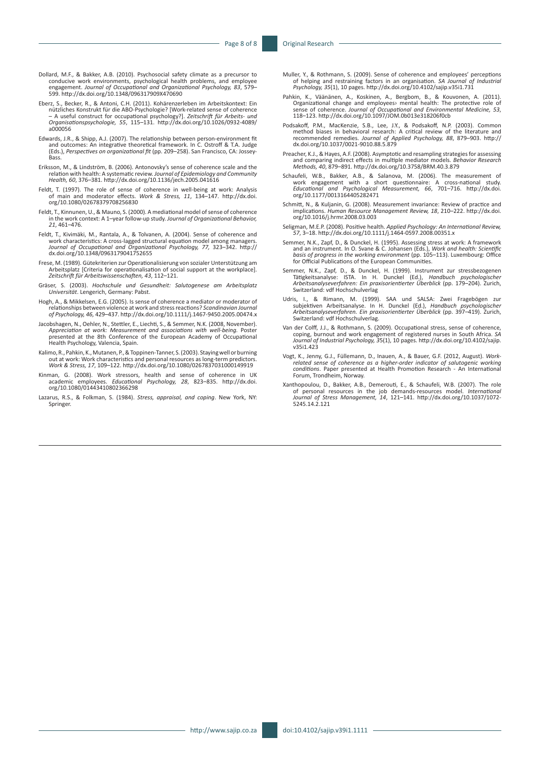Dollard, M.F., & Bakker, A.B. (2010). Psychosocial safety climate as a precursor to conducive work environments, psychological health problems, and employee engagement. *Journal of Occupational and Organizational Psychology, 83*, 579–599. http://dx.doi.org/10.1348/096317909X470690

Eberz, S., Becker, R., & Antoni, C.H. (2011). Kohärenzerleben im Arbeitskontext: Ein nützliches Konstrukt für die ABO-Psychologie? [Work-related sense of coherence – A useful construct for occupational psychology?]. *Zeitschrift für Arbeits- und Organisationspsychologie, 55*, 115–131. http://dx.doi.org/10.1026/0932-4089/a000056

Edwards, J.R., & Shipp, A.J. (2007). The relationship between person-environment fit and outcomes: An integrative theoretical framework. In C. Ostroff & T.A. Judge (Eds.), *Perspectives on organizational fit* (pp. 209–258). San Francisco, CA: Jossey-Bass.

Eriksson, M., & Lindström, B. (2006). Antonovsky's sense of coherence scale and the relation with health: A systematic review. *Journal of Epidemiology and Community Health, 60*, 376–381. http://dx.doi.org/10.1136/jech.2005.041616

Feldt, T. (1997). The role of sense of coherence in well-being at work: Analysis of main and moderator effects. *Work & Stress, 11*, 134–147. http://dx.doi.org/10.1080/02678379708256830

Feldt, T., Kinnunen, U., & Mauno, S. (2000). A mediational model of sense of coherence in the work context: A 1–year follow-up study. *Journal of Organizational Behavior, 21*, 461–476.

Feldt, T., Kivimäki, M., Rantala, A., & Tolvanen, A. (2004). Sense of coherence and work characteristics: A cross-lagged structural equation model among managers. *Journal of Occupational and Organizational Psychology, 77*, 323–342. http://dx.doi.org/10.1348/0963179041752655

Frese, M. (1989). Gütekriterien zur Operationalisierung von sozialer Unterstützung am Arbeitsplatz [Criteria for operationalisation of social support at the workplace]. *Zeitschrift für Arbeitswissenschaften, 43*, 112–121.

Gräser, S. (2003). *Hochschule und Gesundheit: Salutogenese am Arbeitsplatz Universität*. Lengerich, Germany: Pabst.

Hogh, A., & Mikkelsen, E.G. (2005). Is sense of coherence a mediator or moderator of relationships between violence at work and stress reactions? *Scandinavian Journal of Psychology, 46,* 429–437. http://dx.doi.org/10.1111/j.1467-9450.2005.00474.x

Jacobshagen, N., Oehler, N., Stettler, E., Liechti, S., & Semmer, N.K. (2008, November). *Appreciation at work: Measurement and associations with well-being.* Poster presented at the 8th Conference of the European Academy of Occupational Health Psychology, Valencia, Spain.

Kalimo, R., Pahkin, K., Mutanen, P., & Toppinen-Tanner, S. (2003). Staying well or burning out at work: Work characteristics and personal resources as long-term predictors. *Work & Stress, 17*, 109–122. http://dx.doi.org/10.1080/0267837031000149919

Kinman, G. (2008). Work stressors, health and sense of coherence in UK academic employees. *Educational Psychology, 28*, 823–835. http://dx.doi.org/10.1080/01443410802366298

Lazarus, R.S., & Folkman, S. (1984). *Stress, appraisal, and coping*. New York, NY: Springer.

Muller, Y., & Rothmann, S. (2009). Sense of coherence and employees' perceptions of helping and restraining factors in an organisation. *SA Journal of Industrial Psychology, 35*(1), 10 pages. http://dx.doi.org/10.4102/sajip.v35i1.731

Pahkin, K., Väänänen, A., Koskinen, A., Bergbom, B., & Kouvonen, A. (2011). Organizational change and employees› mental health: The protective role of sense of coherence. *Journal of Occupational and Environmental Medicine, 53*, 118–123. http://dx.doi.org/10.1097/JOM.0b013e318206f0cb

Podsakoff, P.M., MacKenzie, S.B., Lee, J.Y., & Podsakoff, N.P. (2003). Common method biases in behavioral research: A critical review of the literature and recommended remedies. *Journal of Applied Psychology, 88*, 879–903. http://dx.doi.org/10.1037/0021-9010.88.5.879

Preacher, K.J., & Hayes, A.F. (2008). Asymptotic and resampling strategies for assessing and comparing indirect effects in multiple mediator models. *Behavior Research Methods, 40*, 879–891. http://dx.doi.org/10.3758/BRM.40.3.879

Schaufeli, W.B., Bakker, A.B., & Salanova, M. (2006). The measurement of work engagement with a short questionnaire: A cross-national study. *Educational and Psychological Measurement, 66*, 701–716. http://dx.doi.org/10.1177/0013164405282471

Schmitt, N., & Kuljanin, G. (2008). Measurement invariance: Review of practice and implications. *Human Resource Management Review, 18*, 210–222. http://dx.doi.org/10.1016/j.hrmr.2008.03.003

Seligman, M.E.P. (2008). Positive health. *Applied Psychology: An International Review, 57*, 3–18. http://dx.doi.org/10.1111/j.1464-0597.2008.00351.x

Semmer, N.K., Zapf, D., & Dunckel, H. (1995). Assessing stress at work: A framework and an instrument. In O. Svane & C. Johansen (Eds.), *Work and health: Scientific basis of progress in the working environment* (pp. 105–113). Luxembourg: Office for Official Publications of the European Communities.

Semmer, N.K., Zapf, D., & Dunckel, H. (1999). Instrument zur stressbezogenen Tätigkeitsanalyse: ISTA. In H. Dunckel (Ed.), *Handbuch psychologischer Arbeitsanalyseverfahren: Ein praxisorientierter Überblick* (pp. 179–204). Zurich, Switzerland: vdf Hochschulverlag

Udris, I., & Rimann, M. (1999). SAA und SALSA: Zwei Fragebögen zur subjektiven Arbeitsanalyse. In H. Dunckel (Ed.), *Handbuch psychologischer Arbeitsanalyseverfahren. Ein praxisorientierter Überblick* (pp. 397–419). Zurich, Switzerland: vdf Hochschulverlag.

Van der Colff, J.J., & Rothmann, S. (2009). Occupational stress, sense of coherence, coping, burnout and work engagement of registered nurses in South Africa. *SA Journal of Industrial Psychology, 35*(1), 10 pages. http://dx.doi.org/10.4102/sajip.v35i1.423

Vogt, K., Jenny, G.J., Füllemann, D., Inauen, A., & Bauer, G.F. (2012, August). *Work-related sense of coherence as a higher-order indicator of salutogenic working conditions*. Paper presented at Health Promotion Research - An International Forum, Trondheim, Norway.

Xanthopoulou, D., Bakker, A.B., Demerouti, E., & Schaufeli, W.B. (2007). The role of personal resources in the job demands-resources model. *International Journal of Stress Management, 14*, 121–141. http://dx.doi.org/10.1037/1072-5245.14.2.121